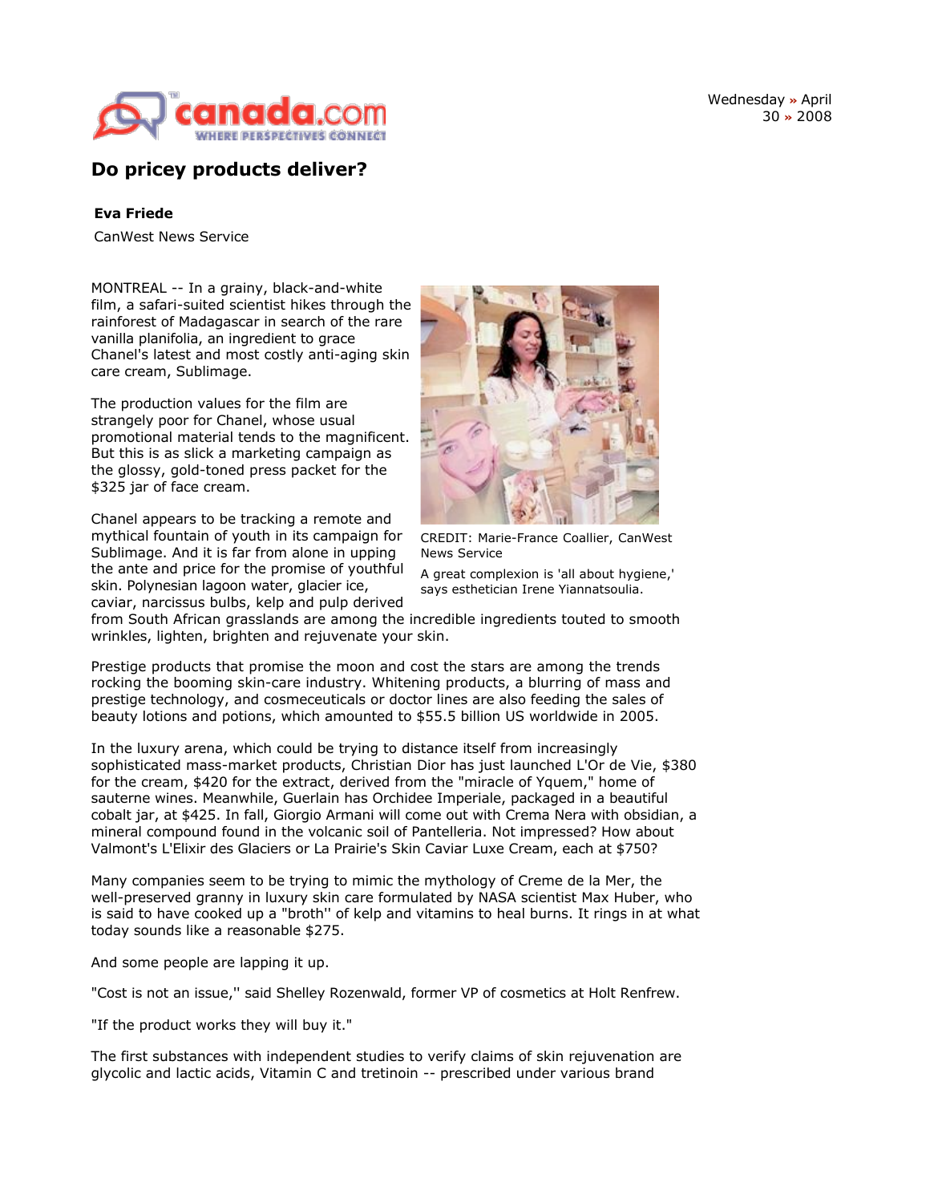# Do pricey products deliver?

**Eva Friede**

CanWest News Service

MONTREAL -- In a grainy, black-and-white film, a safari-suited scientist hikes through the rainforest of Madagascar in search of the rare vanilla planifolia, an ingredient to grace Chanel's latest and most costly anti-aging skin care cream, Sublimage.

The production values for the film are strangely poor for Chanel, whose usual promotional material tends to the magnificent. But this is as slick a marketing campaign as the glossy, gold-toned press packet for the $325 jar of face cream.

Chanel appears to be tracking a remote and mythical fountain of youth in its campaign for Sublimage. And it is far from alone in upping the ante and price for the promise of youthful skin. Polynesian lagoon water, glacier ice, caviar, narcissus bulbs, kelp and pulp derived from South African grasslands are among the incredible ingredients touted to smooth wrinkles, lighten, brighten and rejuvenate your skin.

CREDIT: Marie-France Coallier, CanWest News Service

A great complexion is 'all about hygiene,' says esthetician Irene Yiannatsoulia.

Prestige products that promise the moon and cost the stars are among the trends rocking the booming skin-care industry. Whitening products, a blurring of mass and prestige technology, and cosmeceuticals or doctor lines are also feeding the sales of beauty lotions and potions, which amounted to $55.5 billion US worldwide in 2005.

In the luxury arena, which could be trying to distance itself from increasingly sophisticated mass-market products, Christian Dior has just launched L'Or de Vie, $380 for the cream, $420 for the extract, derived from the "miracle of Yquem," home of sauterne wines. Meanwhile, Guerlain has Orchidee Imperiale, packaged in a beautiful cobalt jar, at $425. In fall, Giorgio Armani will come out with Crema Nera with obsidian, a mineral compound found in the volcanic soil of Pantelleria. Not impressed? How about Valmont's L'Elixir des Glaciers or La Prairie's Skin Caviar Luxe Cream, each at $750?

Many companies seem to be trying to mimic the mythology of Creme de la Mer, the well-preserved granny in luxury skin care formulated by NASA scientist Max Huber, who is said to have cooked up a "broth'' of kelp and vitamins to heal burns. It rings in at what today sounds like a reasonable $275.

And some people are lapping it up.

"Cost is not an issue,'' said Shelley Rozenwald, former VP of cosmetics at Holt Renfrew.

"If the product works they will buy it."

The first substances with independent studies to verify claims of skin rejuvenation are glycolic and lactic acids, Vitamin C and tretinoin -- prescribed under various brand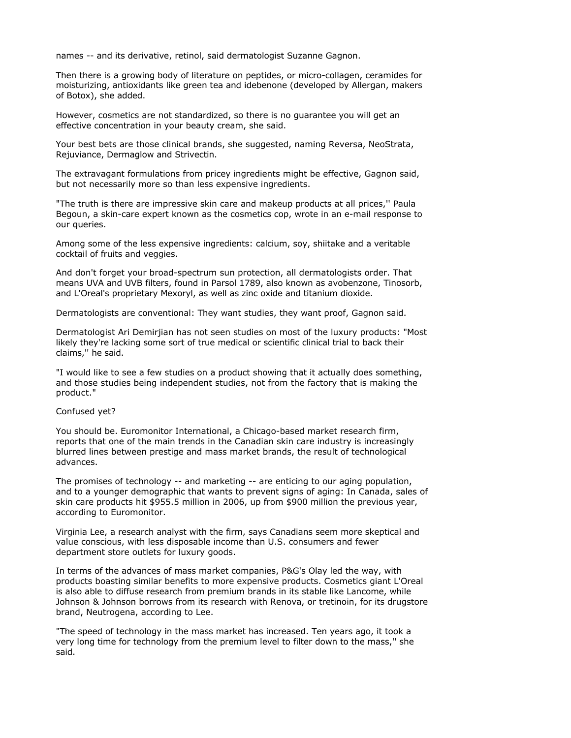names -- and its derivative, retinol, said dermatologist Suzanne Gagnon.

Then there is a growing body of literature on peptides, or micro-collagen, ceramides for moisturizing, antioxidants like green tea and idebenone (developed by Allergan, makers of Botox), she added.

However, cosmetics are not standardized, so there is no guarantee you will get an effective concentration in your beauty cream, she said.

Your best bets are those clinical brands, she suggested, naming Reversa, NeoStrata, Rejuviance, Dermaglow and Strivectin.

The extravagant formulations from pricey ingredients might be effective, Gagnon said, but not necessarily more so than less expensive ingredients.

"The truth is there are impressive skin care and makeup products at all prices,'' Paula Begoun, a skin-care expert known as the cosmetics cop, wrote in an e-mail response to our queries.

Among some of the less expensive ingredients: calcium, soy, shiitake and a veritable cocktail of fruits and veggies.

And don't forget your broad-spectrum sun protection, all dermatologists order. That means UVA and UVB filters, found in Parsol 1789, also known as avobenzone, Tinosorb, and L'Oreal's proprietary Mexoryl, as well as zinc oxide and titanium dioxide.

Dermatologists are conventional: They want studies, they want proof, Gagnon said.

Dermatologist Ari Demirjian has not seen studies on most of the luxury products: "Most likely they're lacking some sort of true medical or scientific clinical trial to back their claims,'' he said.

"I would like to see a few studies on a product showing that it actually does something, and those studies being independent studies, not from the factory that is making the product."

Confused yet?

You should be. Euromonitor International, a Chicago-based market research firm, reports that one of the main trends in the Canadian skin care industry is increasingly blurred lines between prestige and mass market brands, the result of technological advances.

The promises of technology -- and marketing -- are enticing to our aging population, and to a younger demographic that wants to prevent signs of aging: In Canada, sales of skin care products hit $955.5 million in 2006, up from $900 million the previous year, according to Euromonitor.

Virginia Lee, a research analyst with the firm, says Canadians seem more skeptical and value conscious, with less disposable income than U.S. consumers and fewer department store outlets for luxury goods.

In terms of the advances of mass market companies, P&G's Olay led the way, with products boasting similar benefits to more expensive products. Cosmetics giant L'Oreal is also able to diffuse research from premium brands in its stable like Lancome, while Johnson & Johnson borrows from its research with Renova, or tretinoin, for its drugstore brand, Neutrogena, according to Lee.

"The speed of technology in the mass market has increased. Ten years ago, it took a very long time for technology from the premium level to filter down to the mass,'' she said.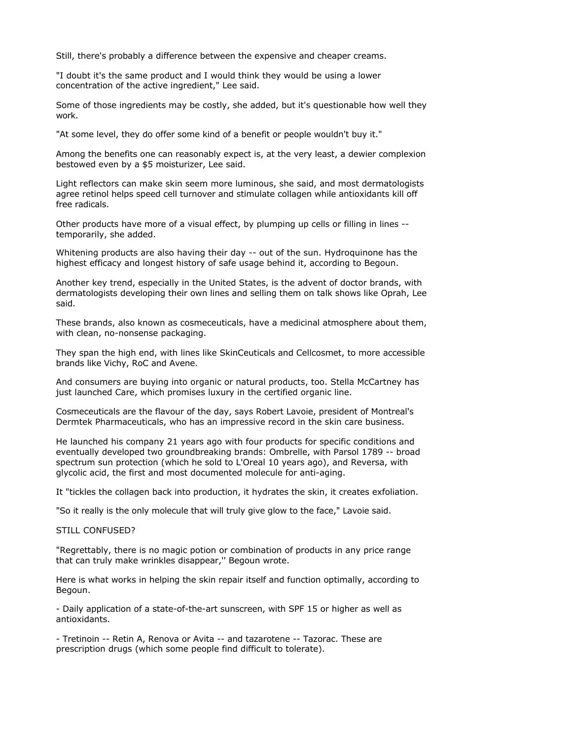Still, there's probably a difference between the expensive and cheaper creams.

"I doubt it's the same product and I would think they would be using a lower concentration of the active ingredient," Lee said.

Some of those ingredients may be costly, she added, but it's questionable how well they work.

"At some level, they do offer some kind of a benefit or people wouldn't buy it."

Among the benefits one can reasonably expect is, at the very least, a dewier complexion bestowed even by a $5 moisturizer, Lee said.

Light reflectors can make skin seem more luminous, she said, and most dermatologists agree retinol helps speed cell turnover and stimulate collagen while antioxidants kill off free radicals.

Other products have more of a visual effect, by plumping up cells or filling in lines -- temporarily, she added.

Whitening products are also having their day -- out of the sun. Hydroquinone has the highest efficacy and longest history of safe usage behind it, according to Begoun.

Another key trend, especially in the United States, is the advent of doctor brands, with dermatologists developing their own lines and selling them on talk shows like Oprah, Lee said.

These brands, also known as cosmeceuticals, have a medicinal atmosphere about them, with clean, no-nonsense packaging.

They span the high end, with lines like SkinCeuticals and Cellcosmet, to more accessible brands like Vichy, RoC and Avene.

And consumers are buying into organic or natural products, too. Stella McCartney has just launched Care, which promises luxury in the certified organic line.

Cosmeceuticals are the flavour of the day, says Robert Lavoie, president of Montreal's Dermtek Pharmaceuticals, who has an impressive record in the skin care business.

He launched his company 21 years ago with four products for specific conditions and eventually developed two groundbreaking brands: Ombrelle, with Parsol 1789 -- broad spectrum sun protection (which he sold to L'Oreal 10 years ago), and Reversa, with glycolic acid, the first and most documented molecule for anti-aging.

It "tickles the collagen back into production, it hydrates the skin, it creates exfoliation.

"So it really is the only molecule that will truly give glow to the face," Lavoie said.

STILL CONFUSED?

"Regrettably, there is no magic potion or combination of products in any price range that can truly make wrinkles disappear,'' Begoun wrote.

Here is what works in helping the skin repair itself and function optimally, according to Begoun.

- Daily application of a state-of-the-art sunscreen, with SPF 15 or higher as well as antioxidants.

- Tretinoin -- Retin A, Renova or Avita -- and tazarotene -- Tazorac. These are prescription drugs (which some people find difficult to tolerate).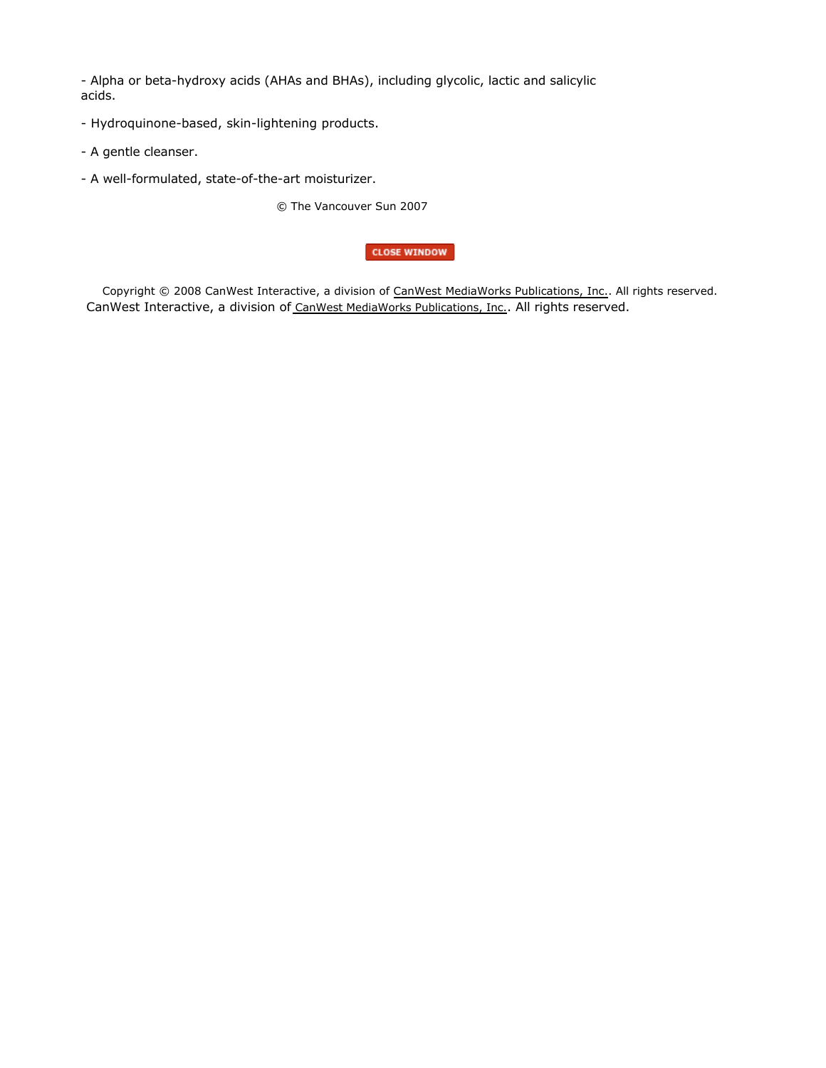- Alpha or beta-hydroxy acids (AHAs and BHAs), including glycolic, lactic and salicylic acids.

- Hydroquinone-based, skin-lightening products.

- A gentle cleanser.

- A well-formulated, state-of-the-art moisturizer.

© The Vancouver Sun 2007

CLOSE WINDOW

Copyright © 2008 CanWest Interactive, a division of CanWest MediaWorks Publications, Inc.. All rights reserved.
CanWest Interactive, a division of CanWest MediaWorks Publications, Inc.. All rights reserved.